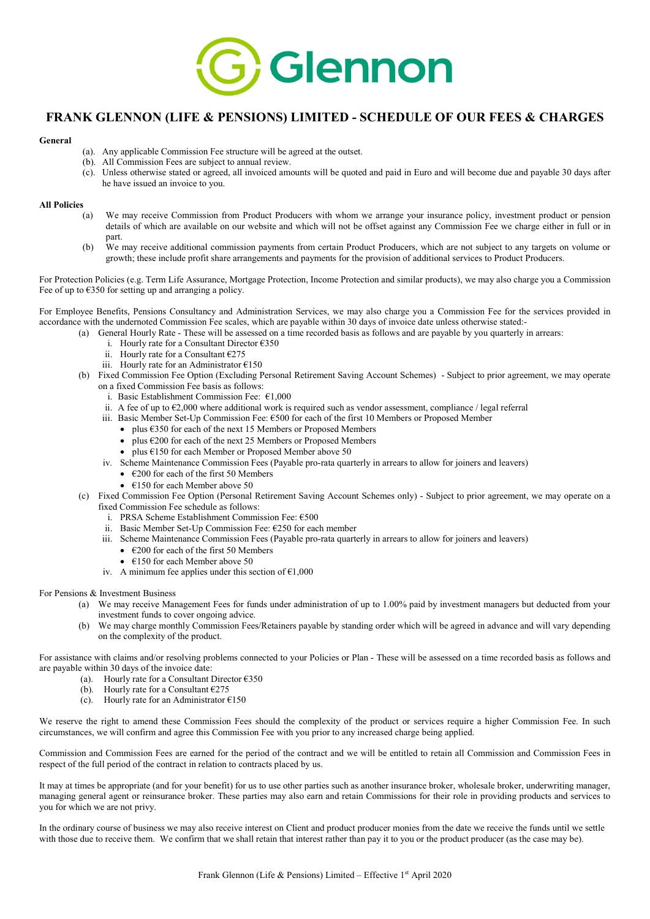Glennon

# FRANK GLENNON (LIFE & PENSIONS) LIMITED - SCHEDULE OF OUR FEES & CHARGES

**General**

(a). Any applicable Commission Fee structure will be agreed at the outset.
(b). All Commission Fees are subject to annual review.
(c). Unless otherwise stated or agreed, all invoiced amounts will be quoted and paid in Euro and will become due and payable 30 days after he have issued an invoice to you.

**All Policies**

(a) We may receive Commission from Product Producers with whom we arrange your insurance policy, investment product or pension details of which are available on our website and which will not be offset against any Commission Fee we charge either in full or in part.
(b) We may receive additional commission payments from certain Product Producers, which are not subject to any targets on volume or growth; these include profit share arrangements and payments for the provision of additional services to Product Producers.

For Protection Policies (e.g. Term Life Assurance, Mortgage Protection, Income Protection and similar products), we may also charge you a Commission Fee of up to €350 for setting up and arranging a policy.

For Employee Benefits, Pensions Consultancy and Administration Services, we may also charge you a Commission Fee for the services provided in accordance with the undernoted Commission Fee scales, which are payable within 30 days of invoice date unless otherwise stated:-

(a) General Hourly Rate - These will be assessed on a time recorded basis as follows and are payable by you quarterly in arrears:
   i. Hourly rate for a Consultant Director €350
   ii. Hourly rate for a Consultant €275
   iii. Hourly rate for an Administrator €150
(b) Fixed Commission Fee Option (Excluding Personal Retirement Saving Account Schemes) - Subject to prior agreement, we may operate on a fixed Commission Fee basis as follows:
   i. Basic Establishment Commission Fee: €1,000
   ii. A fee of up to €2,000 where additional work is required such as vendor assessment, compliance / legal referral
   iii. Basic Member Set-Up Commission Fee: €500 for each of the first 10 Members or Proposed Member
      - plus €350 for each of the next 15 Members or Proposed Members
      - plus €200 for each of the next 25 Members or Proposed Members
      - plus €150 for each Member or Proposed Member above 50
   iv. Scheme Maintenance Commission Fees (Payable pro-rata quarterly in arrears to allow for joiners and leavers)
      - €200 for each of the first 50 Members
      - €150 for each Member above 50
(c) Fixed Commission Fee Option (Personal Retirement Saving Account Schemes only) - Subject to prior agreement, we may operate on a fixed Commission Fee schedule as follows:
   i. PRSA Scheme Establishment Commission Fee: €500
   ii. Basic Member Set-Up Commission Fee: €250 for each member
   iii. Scheme Maintenance Commission Fees (Payable pro-rata quarterly in arrears to allow for joiners and leavers)
      - €200 for each of the first 50 Members
      - €150 for each Member above 50
   iv. A minimum fee applies under this section of €1,000

For Pensions & Investment Business

(a) We may receive Management Fees for funds under administration of up to 1.00% paid by investment managers but deducted from your investment funds to cover ongoing advice.
(b) We may charge monthly Commission Fees/Retainers payable by standing order which will be agreed in advance and will vary depending on the complexity of the product.

For assistance with claims and/or resolving problems connected to your Policies or Plan - These will be assessed on a time recorded basis as follows and are payable within 30 days of the invoice date:

(a). Hourly rate for a Consultant Director €350
(b). Hourly rate for a Consultant €275
(c). Hourly rate for an Administrator €150

We reserve the right to amend these Commission Fees should the complexity of the product or services require a higher Commission Fee. In such circumstances, we will confirm and agree this Commission Fee with you prior to any increased charge being applied.

Commission and Commission Fees are earned for the period of the contract and we will be entitled to retain all Commission and Commission Fees in respect of the full period of the contract in relation to contracts placed by us.

It may at times be appropriate (and for your benefit) for us to use other parties such as another insurance broker, wholesale broker, underwriting manager, managing general agent or reinsurance broker. These parties may also earn and retain Commissions for their role in providing products and services to you for which we are not privy.

In the ordinary course of business we may also receive interest on Client and product producer monies from the date we receive the funds until we settle with those due to receive them. We confirm that we shall retain that interest rather than pay it to you or the product producer (as the case may be).

Frank Glennon (Life & Pensions) Limited – Effective 1st April 2020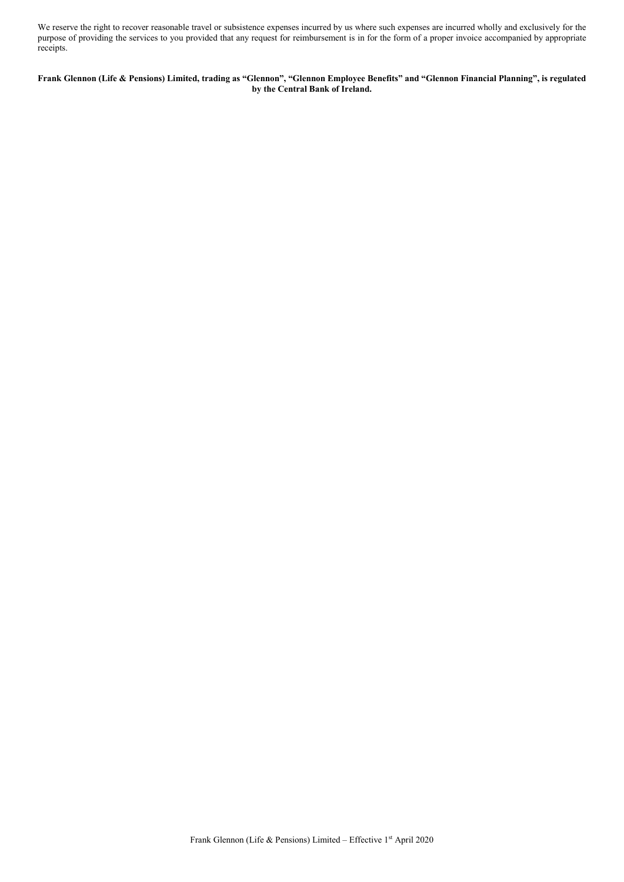We reserve the right to recover reasonable travel or subsistence expenses incurred by us where such expenses are incurred wholly and exclusively for the purpose of providing the services to you provided that any request for reimbursement is in for the form of a proper invoice accompanied by appropriate receipts.

**Frank Glennon (Life & Pensions) Limited, trading as "Glennon", "Glennon Employee Benefits" and "Glennon Financial Planning", is regulated by the Central Bank of Ireland.**